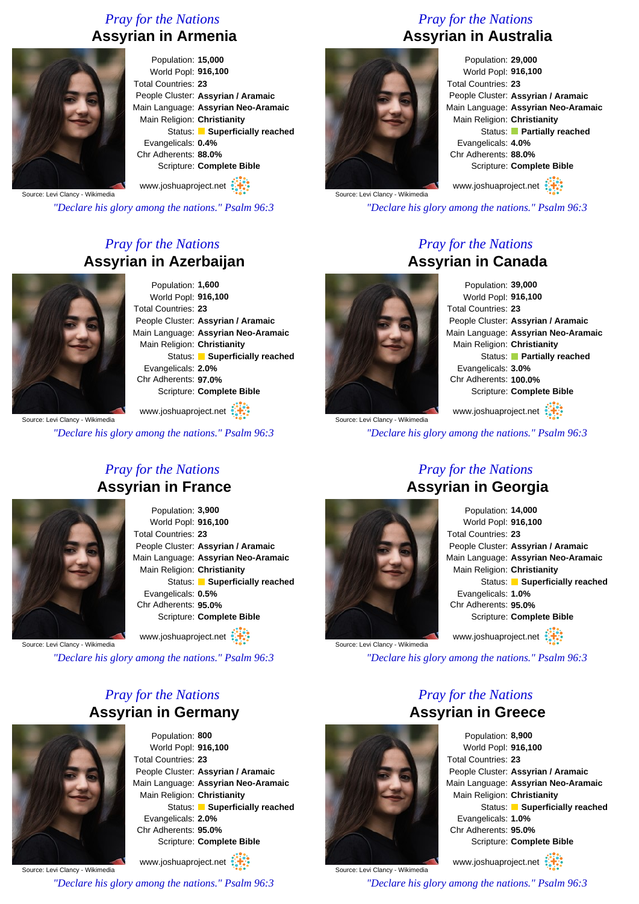## Pray for the Nations

# Assyrian in Armenia

Source: Levi Clancy - Wikimedia

Population: **15,000**
World Popl: **916,100**
Total Countries: **23**
People Cluster: **Assyrian / Aramaic**
Main Language: **Assyrian Neo-Aramaic**
Main Religion: **Christianity**
Status: **Superficially reached**
Evangelicals: **0.4%**
Chr Adherents: **88.0%**
Scripture: **Complete Bible**

www.joshuaproject.net

*"Declare his glory among the nations." Psalm 96:3*

## Pray for the Nations

# Assyrian in Australia

Source: Levi Clancy - Wikimedia

Population: **29,000**
World Popl: **916,100**
Total Countries: **23**
People Cluster: **Assyrian / Aramaic**
Main Language: **Assyrian Neo-Aramaic**
Main Religion: **Christianity**
Status: **Partially reached**
Evangelicals: **4.0%**
Chr Adherents: **88.0%**
Scripture: **Complete Bible**

www.joshuaproject.net

*"Declare his glory among the nations." Psalm 96:3*

## Pray for the Nations

# Assyrian in Azerbaijan

Source: Levi Clancy - Wikimedia

Population: **1,600**
World Popl: **916,100**
Total Countries: **23**
People Cluster: **Assyrian / Aramaic**
Main Language: **Assyrian Neo-Aramaic**
Main Religion: **Christianity**
Status: **Superficially reached**
Evangelicals: **2.0%**
Chr Adherents: **97.0%**
Scripture: **Complete Bible**

www.joshuaproject.net

*"Declare his glory among the nations." Psalm 96:3*

## Pray for the Nations

# Assyrian in Canada

Source: Levi Clancy - Wikimedia

Population: **39,000**
World Popl: **916,100**
Total Countries: **23**
People Cluster: **Assyrian / Aramaic**
Main Language: **Assyrian Neo-Aramaic**
Main Religion: **Christianity**
Status: **Partially reached**
Evangelicals: **3.0%**
Chr Adherents: **100.0%**
Scripture: **Complete Bible**

www.joshuaproject.net

*"Declare his glory among the nations." Psalm 96:3*

## Pray for the Nations

# Assyrian in France

Source: Levi Clancy - Wikimedia

Population: **3,900**
World Popl: **916,100**
Total Countries: **23**
People Cluster: **Assyrian / Aramaic**
Main Language: **Assyrian Neo-Aramaic**
Main Religion: **Christianity**
Status: **Superficially reached**
Evangelicals: **0.5%**
Chr Adherents: **95.0%**
Scripture: **Complete Bible**

www.joshuaproject.net

*"Declare his glory among the nations." Psalm 96:3*

## Pray for the Nations

# Assyrian in Georgia

Source: Levi Clancy - Wikimedia

Population: **14,000**
World Popl: **916,100**
Total Countries: **23**
People Cluster: **Assyrian / Aramaic**
Main Language: **Assyrian Neo-Aramaic**
Main Religion: **Christianity**
Status: **Superficially reached**
Evangelicals: **1.0%**
Chr Adherents: **95.0%**
Scripture: **Complete Bible**

www.joshuaproject.net

*"Declare his glory among the nations." Psalm 96:3*

## Pray for the Nations

# Assyrian in Germany

Source: Levi Clancy - Wikimedia

Population: **800**
World Popl: **916,100**
Total Countries: **23**
People Cluster: **Assyrian / Aramaic**
Main Language: **Assyrian Neo-Aramaic**
Main Religion: **Christianity**
Status: **Superficially reached**
Evangelicals: **2.0%**
Chr Adherents: **95.0%**
Scripture: **Complete Bible**

www.joshuaproject.net

*"Declare his glory among the nations." Psalm 96:3*

## Pray for the Nations

# Assyrian in Greece

Source: Levi Clancy - Wikimedia

Population: **8,900**
World Popl: **916,100**
Total Countries: **23**
People Cluster: **Assyrian / Aramaic**
Main Language: **Assyrian Neo-Aramaic**
Main Religion: **Christianity**
Status: **Superficially reached**
Evangelicals: **1.0%**
Chr Adherents: **95.0%**
Scripture: **Complete Bible**

www.joshuaproject.net

*"Declare his glory among the nations." Psalm 96:3*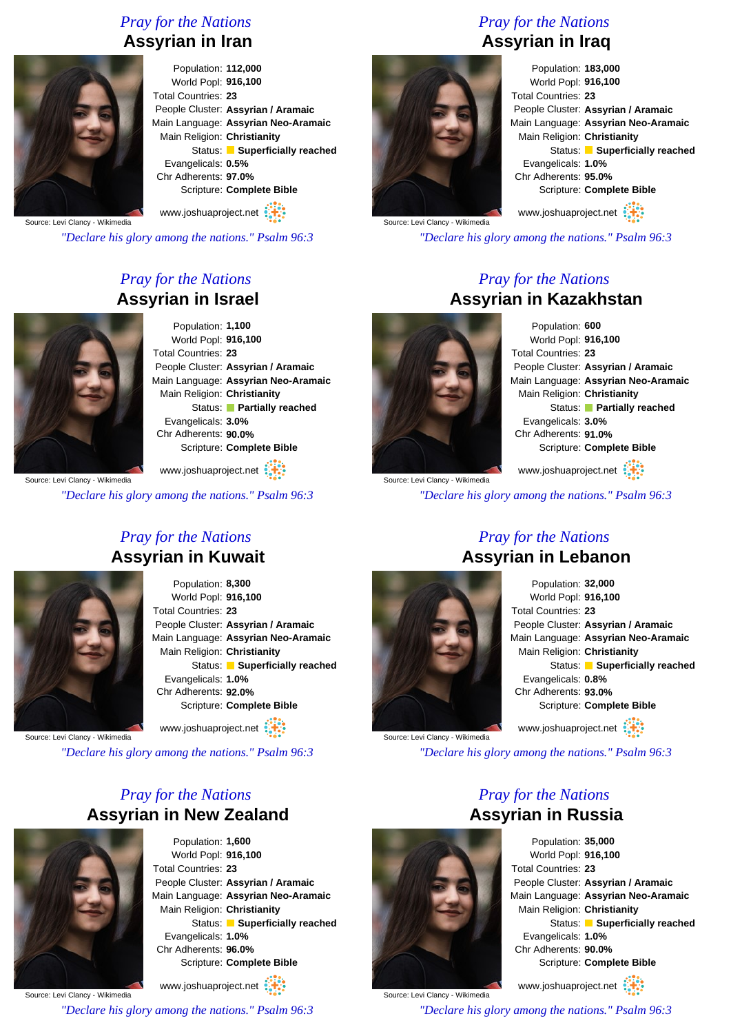*Pray for the Nations*

## Assyrian in Iran

Population: **112,000**
World Popl: **916,100**
Total Countries: **23**
People Cluster: **Assyrian / Aramaic**
Main Language: **Assyrian Neo-Aramaic**
Main Religion: **Christianity**
Status: **Superficially reached**
Evangelicals: **0.5%**
Chr Adherents: **97.0%**
Scripture: **Complete Bible**

Source: Levi Clancy - Wikimedia

www.joshuaproject.net

*"Declare his glory among the nations." Psalm 96:3*

*Pray for the Nations*

## Assyrian in Iraq

Population: **183,000**
World Popl: **916,100**
Total Countries: **23**
People Cluster: **Assyrian / Aramaic**
Main Language: **Assyrian Neo-Aramaic**
Main Religion: **Christianity**
Status: **Superficially reached**
Evangelicals: **1.0%**
Chr Adherents: **95.0%**
Scripture: **Complete Bible**

Source: Levi Clancy - Wikimedia

www.joshuaproject.net

*"Declare his glory among the nations." Psalm 96:3*

*Pray for the Nations*

## Assyrian in Israel

Population: **1,100**
World Popl: **916,100**
Total Countries: **23**
People Cluster: **Assyrian / Aramaic**
Main Language: **Assyrian Neo-Aramaic**
Main Religion: **Christianity**
Status: **Partially reached**
Evangelicals: **3.0%**
Chr Adherents: **90.0%**
Scripture: **Complete Bible**

Source: Levi Clancy - Wikimedia

www.joshuaproject.net

*"Declare his glory among the nations." Psalm 96:3*

*Pray for the Nations*

## Assyrian in Kazakhstan

Population: **600**
World Popl: **916,100**
Total Countries: **23**
People Cluster: **Assyrian / Aramaic**
Main Language: **Assyrian Neo-Aramaic**
Main Religion: **Christianity**
Status: **Partially reached**
Evangelicals: **3.0%**
Chr Adherents: **91.0%**
Scripture: **Complete Bible**

Source: Levi Clancy - Wikimedia

www.joshuaproject.net

*"Declare his glory among the nations." Psalm 96:3*

*Pray for the Nations*

## Assyrian in Kuwait

Population: **8,300**
World Popl: **916,100**
Total Countries: **23**
People Cluster: **Assyrian / Aramaic**
Main Language: **Assyrian Neo-Aramaic**
Main Religion: **Christianity**
Status: **Superficially reached**
Evangelicals: **1.0%**
Chr Adherents: **92.0%**
Scripture: **Complete Bible**

Source: Levi Clancy - Wikimedia

www.joshuaproject.net

*"Declare his glory among the nations." Psalm 96:3*

*Pray for the Nations*

## Assyrian in Lebanon

Population: **32,000**
World Popl: **916,100**
Total Countries: **23**
People Cluster: **Assyrian / Aramaic**
Main Language: **Assyrian Neo-Aramaic**
Main Religion: **Christianity**
Status: **Superficially reached**
Evangelicals: **0.8%**
Chr Adherents: **93.0%**
Scripture: **Complete Bible**

Source: Levi Clancy - Wikimedia

www.joshuaproject.net

*"Declare his glory among the nations." Psalm 96:3*

*Pray for the Nations*

## Assyrian in New Zealand

Population: **1,600**
World Popl: **916,100**
Total Countries: **23**
People Cluster: **Assyrian / Aramaic**
Main Language: **Assyrian Neo-Aramaic**
Main Religion: **Christianity**
Status: **Superficially reached**
Evangelicals: **1.0%**
Chr Adherents: **96.0%**
Scripture: **Complete Bible**

Source: Levi Clancy - Wikimedia

www.joshuaproject.net

*"Declare his glory among the nations." Psalm 96:3*

*Pray for the Nations*

## Assyrian in Russia

Population: **35,000**
World Popl: **916,100**
Total Countries: **23**
People Cluster: **Assyrian / Aramaic**
Main Language: **Assyrian Neo-Aramaic**
Main Religion: **Christianity**
Status: **Superficially reached**
Evangelicals: **1.0%**
Chr Adherents: **90.0%**
Scripture: **Complete Bible**

Source: Levi Clancy - Wikimedia

www.joshuaproject.net

*"Declare his glory among the nations." Psalm 96:3*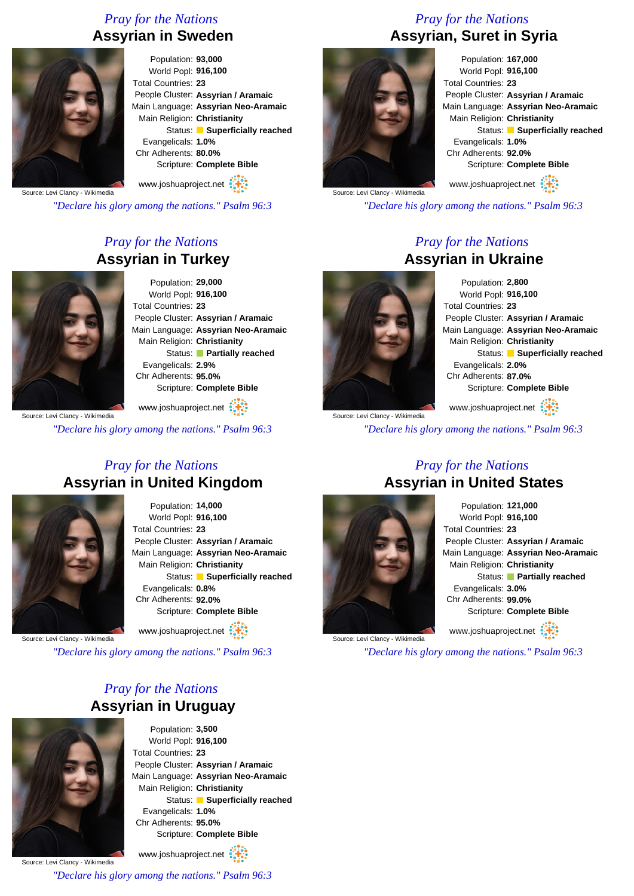*Pray for the Nations*

## Assyrian in Sweden

Population: **93,000**
World Popl: **916,100**
Total Countries: **23**
People Cluster: **Assyrian / Aramaic**
Main Language: **Assyrian Neo-Aramaic**
Main Religion: **Christianity**
Status: **Superficially reached**
Evangelicals: **1.0%**
Chr Adherents: **80.0%**
Scripture: **Complete Bible**

Source: Levi Clancy - Wikimedia

www.joshuaproject.net

*"Declare his glory among the nations." Psalm 96:3*

*Pray for the Nations*

## Assyrian, Suret in Syria

Population: **167,000**
World Popl: **916,100**
Total Countries: **23**
People Cluster: **Assyrian / Aramaic**
Main Language: **Assyrian Neo-Aramaic**
Main Religion: **Christianity**
Status: **Superficially reached**
Evangelicals: **1.0%**
Chr Adherents: **92.0%**
Scripture: **Complete Bible**

Source: Levi Clancy - Wikimedia

www.joshuaproject.net

*"Declare his glory among the nations." Psalm 96:3*

*Pray for the Nations*

## Assyrian in Turkey

Population: **29,000**
World Popl: **916,100**
Total Countries: **23**
People Cluster: **Assyrian / Aramaic**
Main Language: **Assyrian Neo-Aramaic**
Main Religion: **Christianity**
Status: **Partially reached**
Evangelicals: **2.9%**
Chr Adherents: **95.0%**
Scripture: **Complete Bible**

Source: Levi Clancy - Wikimedia

www.joshuaproject.net

*"Declare his glory among the nations." Psalm 96:3*

*Pray for the Nations*

## Assyrian in Ukraine

Population: **2,800**
World Popl: **916,100**
Total Countries: **23**
People Cluster: **Assyrian / Aramaic**
Main Language: **Assyrian Neo-Aramaic**
Main Religion: **Christianity**
Status: **Superficially reached**
Evangelicals: **2.0%**
Chr Adherents: **87.0%**
Scripture: **Complete Bible**

Source: Levi Clancy - Wikimedia

www.joshuaproject.net

*"Declare his glory among the nations." Psalm 96:3*

*Pray for the Nations*

## Assyrian in United Kingdom

Population: **14,000**
World Popl: **916,100**
Total Countries: **23**
People Cluster: **Assyrian / Aramaic**
Main Language: **Assyrian Neo-Aramaic**
Main Religion: **Christianity**
Status: **Superficially reached**
Evangelicals: **0.8%**
Chr Adherents: **92.0%**
Scripture: **Complete Bible**

Source: Levi Clancy - Wikimedia

www.joshuaproject.net

*"Declare his glory among the nations." Psalm 96:3*

*Pray for the Nations*

## Assyrian in United States

Population: **121,000**
World Popl: **916,100**
Total Countries: **23**
People Cluster: **Assyrian / Aramaic**
Main Language: **Assyrian Neo-Aramaic**
Main Religion: **Christianity**
Status: **Partially reached**
Evangelicals: **3.0%**
Chr Adherents: **99.0%**
Scripture: **Complete Bible**

Source: Levi Clancy - Wikimedia

www.joshuaproject.net

*"Declare his glory among the nations." Psalm 96:3*

*Pray for the Nations*

## Assyrian in Uruguay

Population: **3,500**
World Popl: **916,100**
Total Countries: **23**
People Cluster: **Assyrian / Aramaic**
Main Language: **Assyrian Neo-Aramaic**
Main Religion: **Christianity**
Status: **Superficially reached**
Evangelicals: **1.0%**
Chr Adherents: **95.0%**
Scripture: **Complete Bible**

Source: Levi Clancy - Wikimedia

www.joshuaproject.net

*"Declare his glory among the nations." Psalm 96:3*